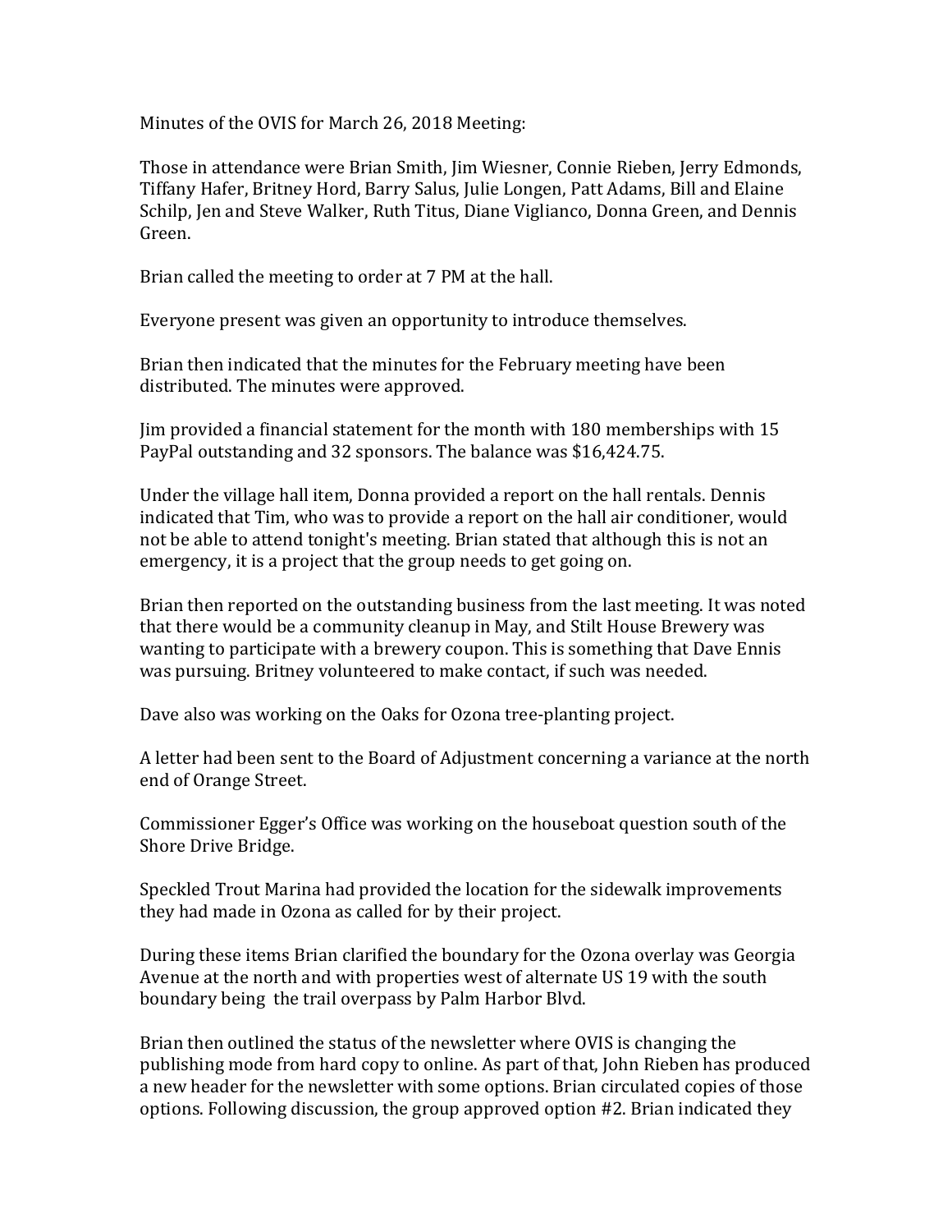Minutes of the OVIS for March 26, 2018 Meeting:

Those in attendance were Brian Smith, Jim Wiesner, Connie Rieben, Jerry Edmonds, Tiffany Hafer, Britney Hord, Barry Salus, Julie Longen, Patt Adams, Bill and Elaine Schilp, Jen and Steve Walker, Ruth Titus, Diane Viglianco, Donna Green, and Dennis Green.

Brian called the meeting to order at 7 PM at the hall.

Everyone present was given an opportunity to introduce themselves.

Brian then indicated that the minutes for the February meeting have been distributed. The minutes were approved.

Jim provided a financial statement for the month with 180 memberships with 15 PayPal outstanding and 32 sponsors. The balance was $16,424.75.

Under the village hall item, Donna provided a report on the hall rentals. Dennis indicated that Tim, who was to provide a report on the hall air conditioner, would not be able to attend tonight's meeting. Brian stated that although this is not an emergency, it is a project that the group needs to get going on.

Brian then reported on the outstanding business from the last meeting. It was noted that there would be a community cleanup in May, and Stilt House Brewery was wanting to participate with a brewery coupon. This is something that Dave Ennis was pursuing. Britney volunteered to make contact, if such was needed.

Dave also was working on the Oaks for Ozona tree-planting project.

A letter had been sent to the Board of Adjustment concerning a variance at the north end of Orange Street.

Commissioner Egger's Office was working on the houseboat question south of the Shore Drive Bridge.

Speckled Trout Marina had provided the location for the sidewalk improvements they had made in Ozona as called for by their project.

During these items Brian clarified the boundary for the Ozona overlay was Georgia Avenue at the north and with properties west of alternate US 19 with the south boundary being the trail overpass by Palm Harbor Blvd.

Brian then outlined the status of the newsletter where OVIS is changing the publishing mode from hard copy to online. As part of that, John Rieben has produced a new header for the newsletter with some options. Brian circulated copies of those options. Following discussion, the group approved option #2. Brian indicated they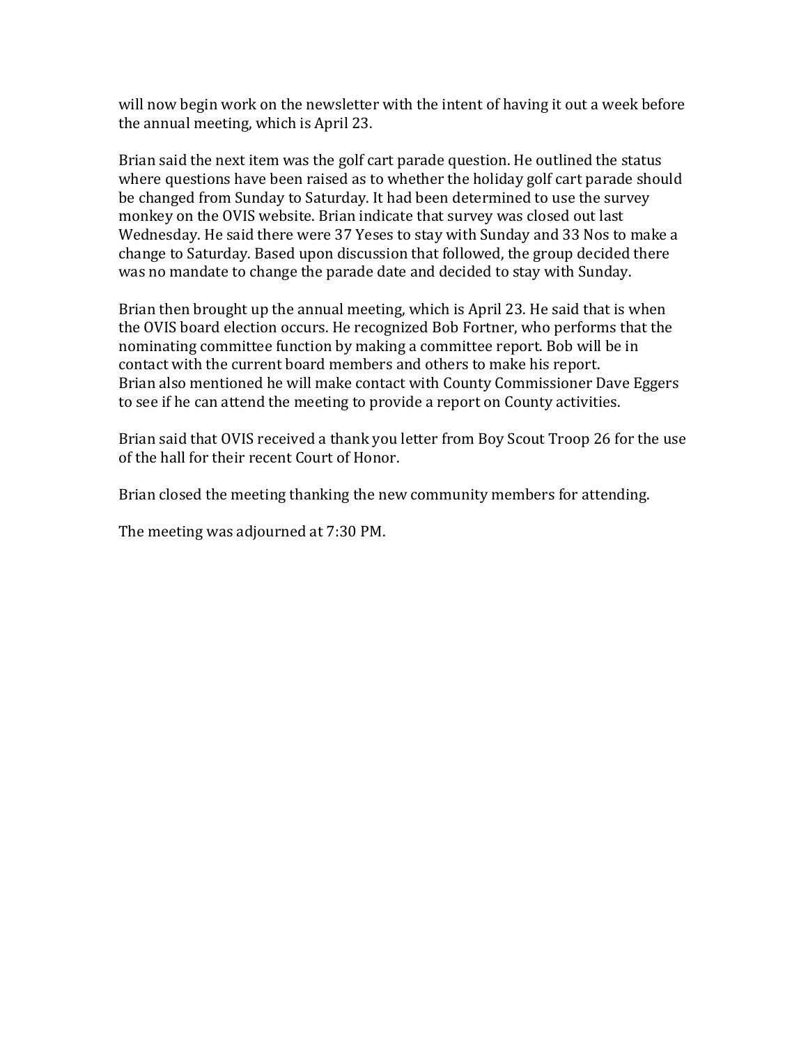will now begin work on the newsletter with the intent of having it out a week before the annual meeting, which is April 23.

Brian said the next item was the golf cart parade question. He outlined the status where questions have been raised as to whether the holiday golf cart parade should be changed from Sunday to Saturday. It had been determined to use the survey monkey on the OVIS website. Brian indicate that survey was closed out last Wednesday. He said there were 37 Yeses to stay with Sunday and 33 Nos to make a change to Saturday. Based upon discussion that followed, the group decided there was no mandate to change the parade date and decided to stay with Sunday.

Brian then brought up the annual meeting, which is April 23. He said that is when the OVIS board election occurs. He recognized Bob Fortner, who performs that the nominating committee function by making a committee report. Bob will be in contact with the current board members and others to make his report.
Brian also mentioned he will make contact with County Commissioner Dave Eggers to see if he can attend the meeting to provide a report on County activities.

Brian said that OVIS received a thank you letter from Boy Scout Troop 26 for the use of the hall for their recent Court of Honor.

Brian closed the meeting thanking the new community members for attending.

The meeting was adjourned at 7:30 PM.